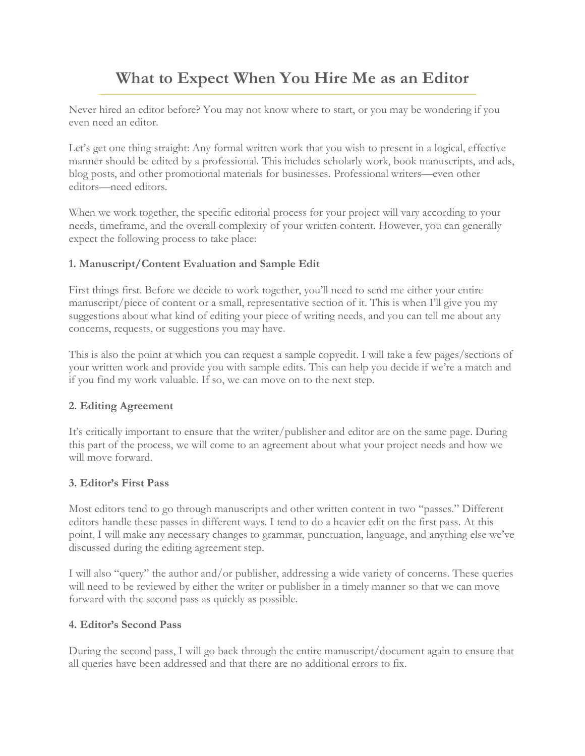# What to Expect When You Hire Me as an Editor

Never hired an editor before? You may not know where to start, or you may be wondering if you even need an editor.

Let's get one thing straight: Any formal written work that you wish to present in a logical, effective manner should be edited by a professional. This includes scholarly work, book manuscripts, and ads, blog posts, and other promotional materials for businesses. Professional writers—even other editors—need editors.

When we work together, the specific editorial process for your project will vary according to your needs, timeframe, and the overall complexity of your written content. However, you can generally expect the following process to take place:

**1. Manuscript/Content Evaluation and Sample Edit**

First things first. Before we decide to work together, you'll need to send me either your entire manuscript/piece of content or a small, representative section of it. This is when I'll give you my suggestions about what kind of editing your piece of writing needs, and you can tell me about any concerns, requests, or suggestions you may have.

This is also the point at which you can request a sample copyedit. I will take a few pages/sections of your written work and provide you with sample edits. This can help you decide if we're a match and if you find my work valuable. If so, we can move on to the next step.

**2. Editing Agreement**

It's critically important to ensure that the writer/publisher and editor are on the same page. During this part of the process, we will come to an agreement about what your project needs and how we will move forward.

**3. Editor's First Pass**

Most editors tend to go through manuscripts and other written content in two "passes." Different editors handle these passes in different ways. I tend to do a heavier edit on the first pass. At this point, I will make any necessary changes to grammar, punctuation, language, and anything else we've discussed during the editing agreement step.

I will also "query" the author and/or publisher, addressing a wide variety of concerns. These queries will need to be reviewed by either the writer or publisher in a timely manner so that we can move forward with the second pass as quickly as possible.

**4. Editor's Second Pass**

During the second pass, I will go back through the entire manuscript/document again to ensure that all queries have been addressed and that there are no additional errors to fix.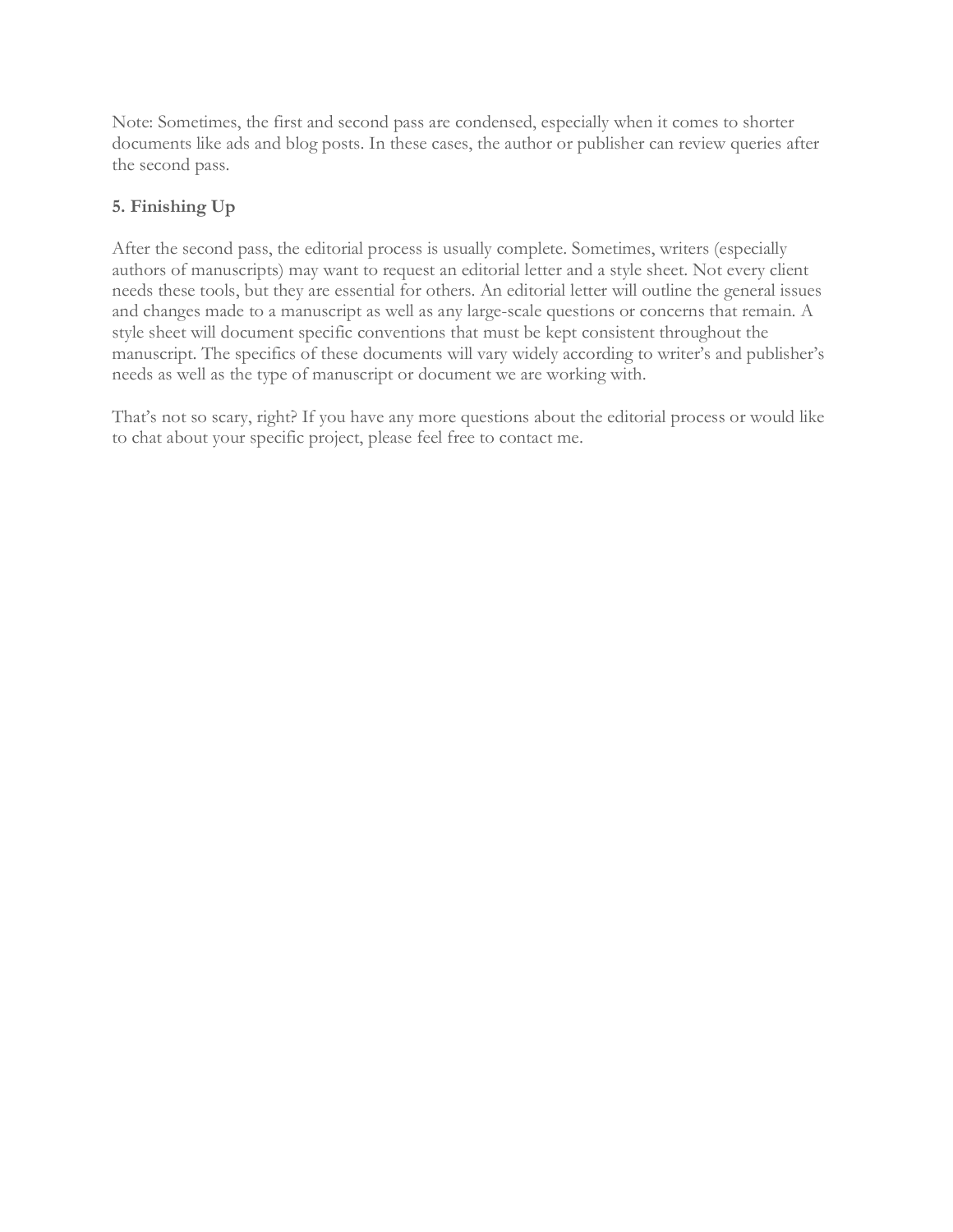Note: Sometimes, the first and second pass are condensed, especially when it comes to shorter documents like ads and blog posts. In these cases, the author or publisher can review queries after the second pass.

**5. Finishing Up**

After the second pass, the editorial process is usually complete. Sometimes, writers (especially authors of manuscripts) may want to request an editorial letter and a style sheet. Not every client needs these tools, but they are essential for others. An editorial letter will outline the general issues and changes made to a manuscript as well as any large-scale questions or concerns that remain. A style sheet will document specific conventions that must be kept consistent throughout the manuscript. The specifics of these documents will vary widely according to writer's and publisher's needs as well as the type of manuscript or document we are working with.

That's not so scary, right? If you have any more questions about the editorial process or would like to chat about your specific project, please feel free to contact me.